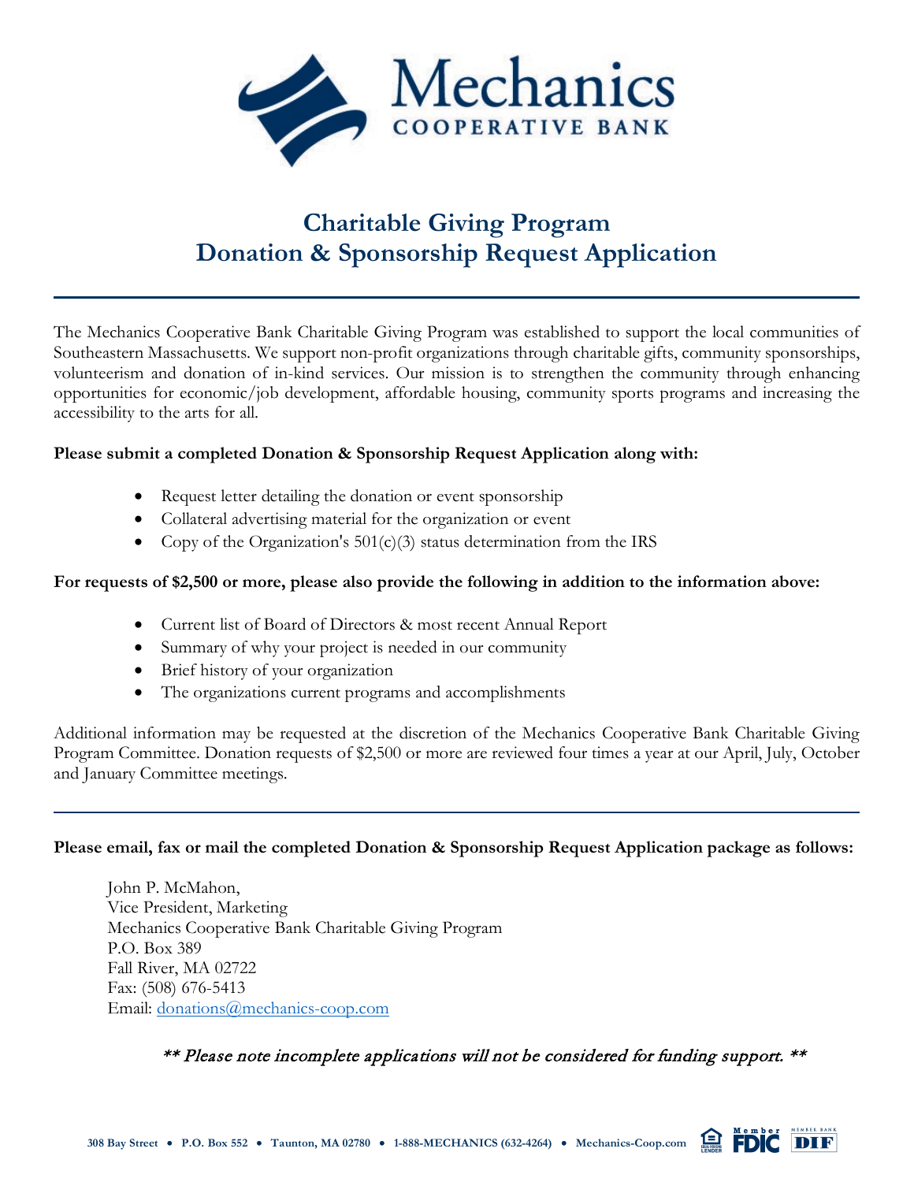# Mechanics COOPERATIVE BANK

## Charitable Giving Program
## Donation & Sponsorship Request Application

The Mechanics Cooperative Bank Charitable Giving Program was established to support the local communities of Southeastern Massachusetts. We support non-profit organizations through charitable gifts, community sponsorships, volunteerism and donation of in-kind services. Our mission is to strengthen the community through enhancing opportunities for economic/job development, affordable housing, community sports programs and increasing the accessibility to the arts for all.

**Please submit a completed Donation & Sponsorship Request Application along with:**

- Request letter detailing the donation or event sponsorship
- Collateral advertising material for the organization or event
- Copy of the Organization's 501(c)(3) status determination from the IRS

**For requests of $2,500 or more, please also provide the following in addition to the information above:**

- Current list of Board of Directors & most recent Annual Report
- Summary of why your project is needed in our community
- Brief history of your organization
- The organizations current programs and accomplishments

Additional information may be requested at the discretion of the Mechanics Cooperative Bank Charitable Giving Program Committee. Donation requests of $2,500 or more are reviewed four times a year at our April, July, October and January Committee meetings.

---

**Please email, fax or mail the completed Donation & Sponsorship Request Application package as follows:**

John P. McMahon,
Vice President, Marketing
Mechanics Cooperative Bank Charitable Giving Program
P.O. Box 389
Fall River, MA 02722
Fax: (508) 676-5413
Email: donations@mechanics-coop.com

*\*\* Please note incomplete applications will not be considered for funding support. \*\**

**308 Bay Street • P.O. Box 552 • Taunton, MA 02780 • 1-888-MECHANICS (632-4264) • Mechanics-Coop.com**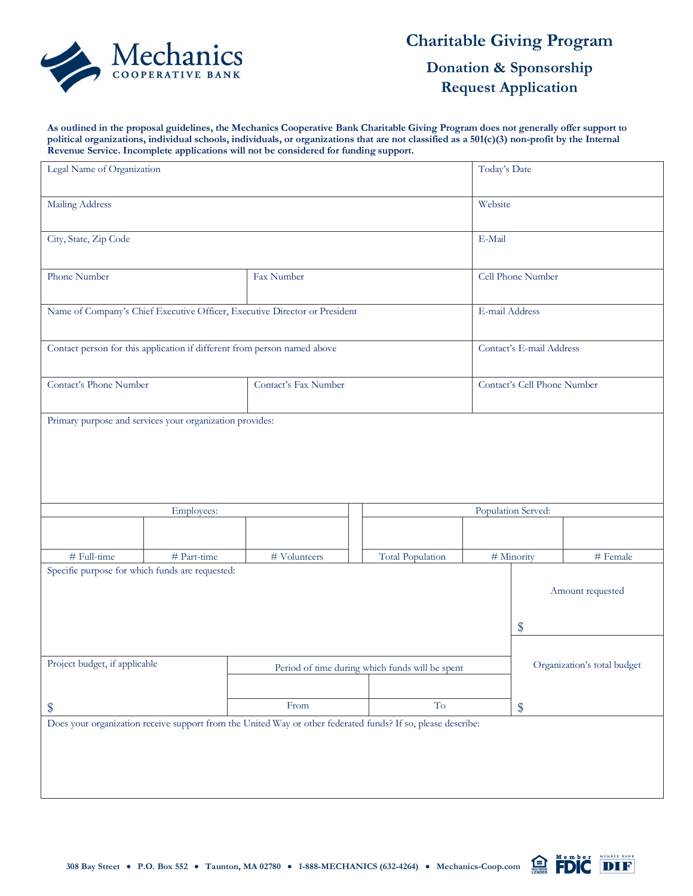Mechanics
COOPERATIVE BANK

# Charitable Giving Program

## Donation & Sponsorship Request Application

**As outlined in the proposal guidelines, the Mechanics Cooperative Bank Charitable Giving Program does not generally offer support to political organizations, individual schools, individuals, or organizations that are not classified as a 501(c)(3) non-profit by the Internal Revenue Service. Incomplete applications will not be considered for funding support.**

| | | |
|---|---|---|
| Legal Name of Organization | | Today's Date |
| Mailing Address | | Website |
| City, State, Zip Code | | E-Mail |
| Phone Number | Fax Number | Cell Phone Number |
| Name of Company's Chief Executive Officer, Executive Director or President | | E-mail Address |
| Contact person for this application if different from person named above | | Contact's E-mail Address |
| Contact's Phone Number | Contact's Fax Number | Contact's Cell Phone Number |

Primary purpose and services your organization provides:

| Employees: | | | Population Served: | | |
|---|---|---|---|---|---|
| | | | | | |
| # Full-time | # Part-time | # Volunteers | Total Population | # Minority | # Female |

| | | | |
|---|---|---|---|
| Specific purpose for which funds are requested: | | | Amount requested<br>$ |
| Project budget, if applicable<br>$ | Period of time during which funds will be spent | | Organization's total budget<br>$ |
| | From | To | |

Does your organization receive support from the United Way or other federated funds? If so, please describe:

308 Bay Street • P.O. Box 552 • Taunton, MA 02780 • 1-888-MECHANICS (632-4264) • Mechanics-Coop.com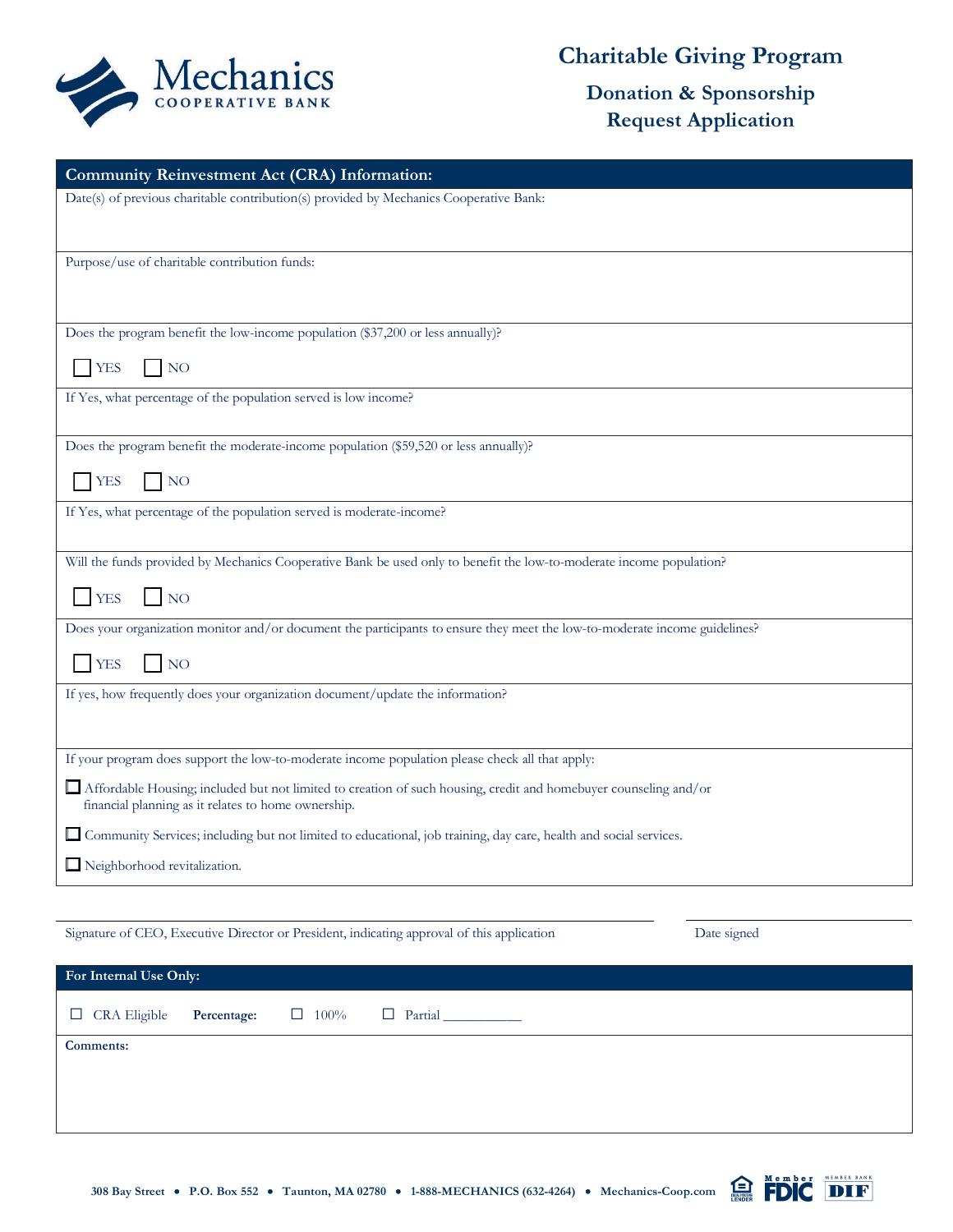Mechanics COOPERATIVE BANK

# Charitable Giving Program

## Donation & Sponsorship Request Application

### Community Reinvestment Act (CRA) Information:

Date(s) of previous charitable contribution(s) provided by Mechanics Cooperative Bank:

Purpose/use of charitable contribution funds:

Does the program benefit the low-income population ($37,200 or less annually)?

☐ YES ☐ NO

If Yes, what percentage of the population served is low income?

Does the program benefit the moderate-income population ($59,520 or less annually)?

☐ YES ☐ NO

If Yes, what percentage of the population served is moderate-income?

Will the funds provided by Mechanics Cooperative Bank be used only to benefit the low-to-moderate income population?

☐ YES ☐ NO

Does your organization monitor and/or document the participants to ensure they meet the low-to-moderate income guidelines?

☐ YES ☐ NO

If yes, how frequently does your organization document/update the information?

If your program does support the low-to-moderate income population please check all that apply:

☐ Affordable Housing; included but not limited to creation of such housing, credit and homebuyer counseling and/or financial planning as it relates to home ownership.

☐ Community Services; including but not limited to educational, job training, day care, health and social services.

☐ Neighborhood revitalization.

Signature of CEO, Executive Director or President, indicating approval of this application ____________________

Date signed ____________________

### For Internal Use Only:

☐ CRA Eligible **Percentage:** ☐ 100% ☐ Partial ___________

**Comments:**

308 Bay Street • P.O. Box 552 • Taunton, MA 02780 • 1-888-MECHANICS (632-4264) • Mechanics-Coop.com